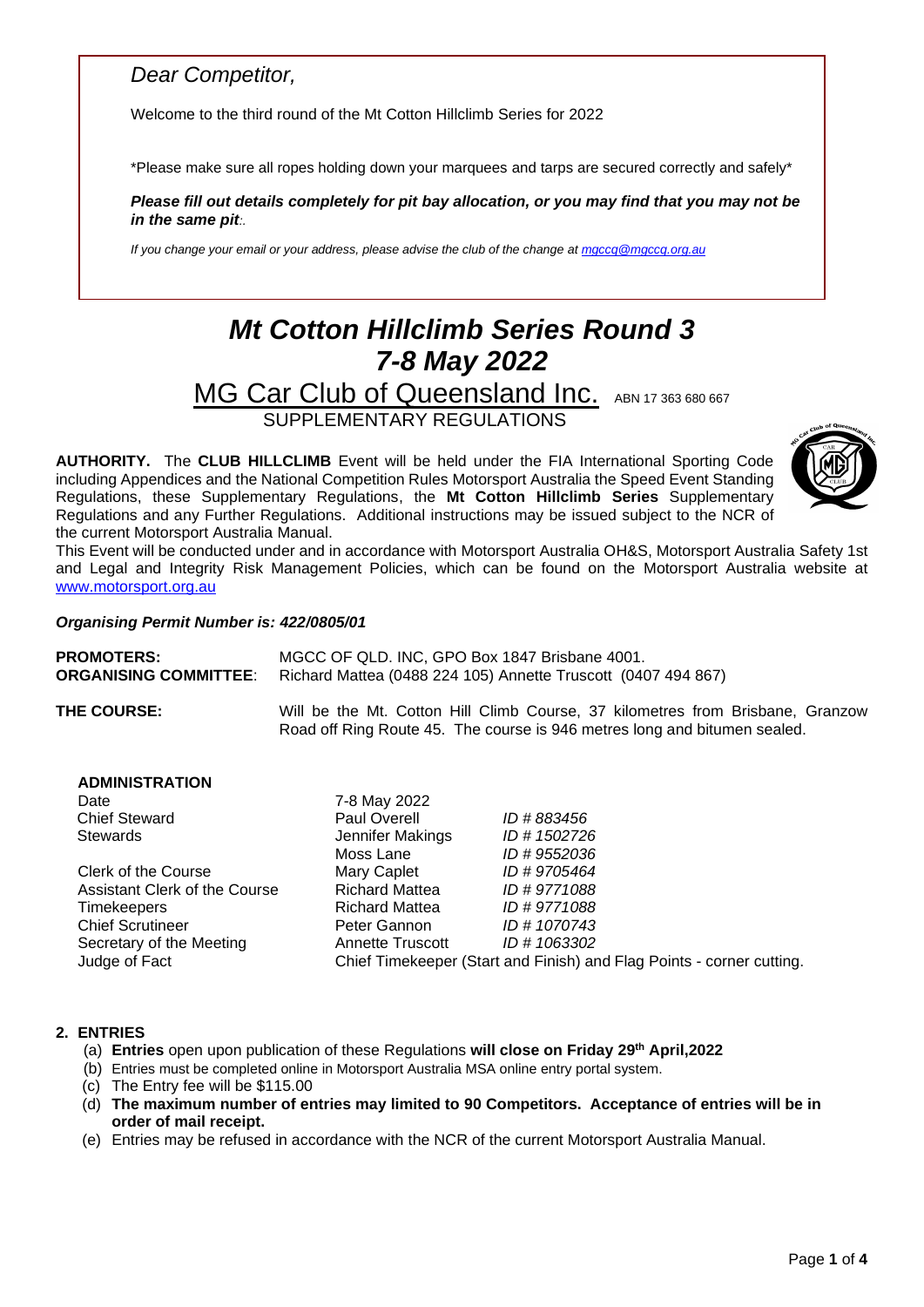*Dear Competitor,*

Welcome to the third round of the Mt Cotton Hillclimb Series for 2022

*Please make sure all ropes holding down your marquees and tarps are secured correctly and safely*

***Please fill out details completely for pit bay allocation, or you may find that you may not be in the same pit*:.**

*If you change your email or your address, please advise the club of the change at mgccq@mgccq.org.au*

# *Mt Cotton Hillclimb Series Round 3*
# *7-8 May 2022*

## MG Car Club of Queensland Inc. ABN 17 363 680 667

SUPPLEMENTARY REGULATIONS

**AUTHORITY.** The **CLUB HILLCLIMB** Event will be held under the FIA International Sporting Code including Appendices and the National Competition Rules Motorsport Australia the Speed Event Standing Regulations, these Supplementary Regulations, the **Mt Cotton Hillclimb Series** Supplementary Regulations and any Further Regulations. Additional instructions may be issued subject to the NCR of the current Motorsport Australia Manual.

This Event will be conducted under and in accordance with Motorsport Australia OH&S, Motorsport Australia Safety 1st and Legal and Integrity Risk Management Policies, which can be found on the Motorsport Australia website at www.motorsport.org.au

***Organising Permit Number is: 422/0805/01***

**PROMOTERS:** MGCC OF QLD. INC, GPO Box 1847 Brisbane 4001.

**ORGANISING COMMITTEE**: Richard Mattea (0488 224 105) Annette Truscott (0407 494 867)

**THE COURSE:** Will be the Mt. Cotton Hill Climb Course, 37 kilometres from Brisbane, Granzow Road off Ring Route 45. The course is 946 metres long and bitumen sealed.

**ADMINISTRATION**

| | | |
|---|---|---|
| Date | 7-8 May 2022 | |
| Chief Steward | Paul Overell | *ID # 883456* |
| Stewards | Jennifer Makings | *ID # 1502726* |
| | Moss Lane | *ID # 9552036* |
| Clerk of the Course | Mary Caplet | *ID # 9705464* |
| Assistant Clerk of the Course | Richard Mattea | *ID # 9771088* |
| Timekeepers | Richard Mattea | *ID # 9771088* |
| Chief Scrutineer | Peter Gannon | *ID # 1070743* |
| Secretary of the Meeting | Annette Truscott | *ID # 1063302* |
| Judge of Fact | Chief Timekeeper (Start and Finish) and Flag Points - corner cutting. | |

**2. ENTRIES**

(a) **Entries** open upon publication of these Regulations **will close on Friday 29th April,2022**

(b) Entries must be completed online in Motorsport Australia MSA online entry portal system.

(c) The Entry fee will be $115.00

(d) **The maximum number of entries may limited to 90 Competitors. Acceptance of entries will be in order of mail receipt.**

(e) Entries may be refused in accordance with the NCR of the current Motorsport Australia Manual.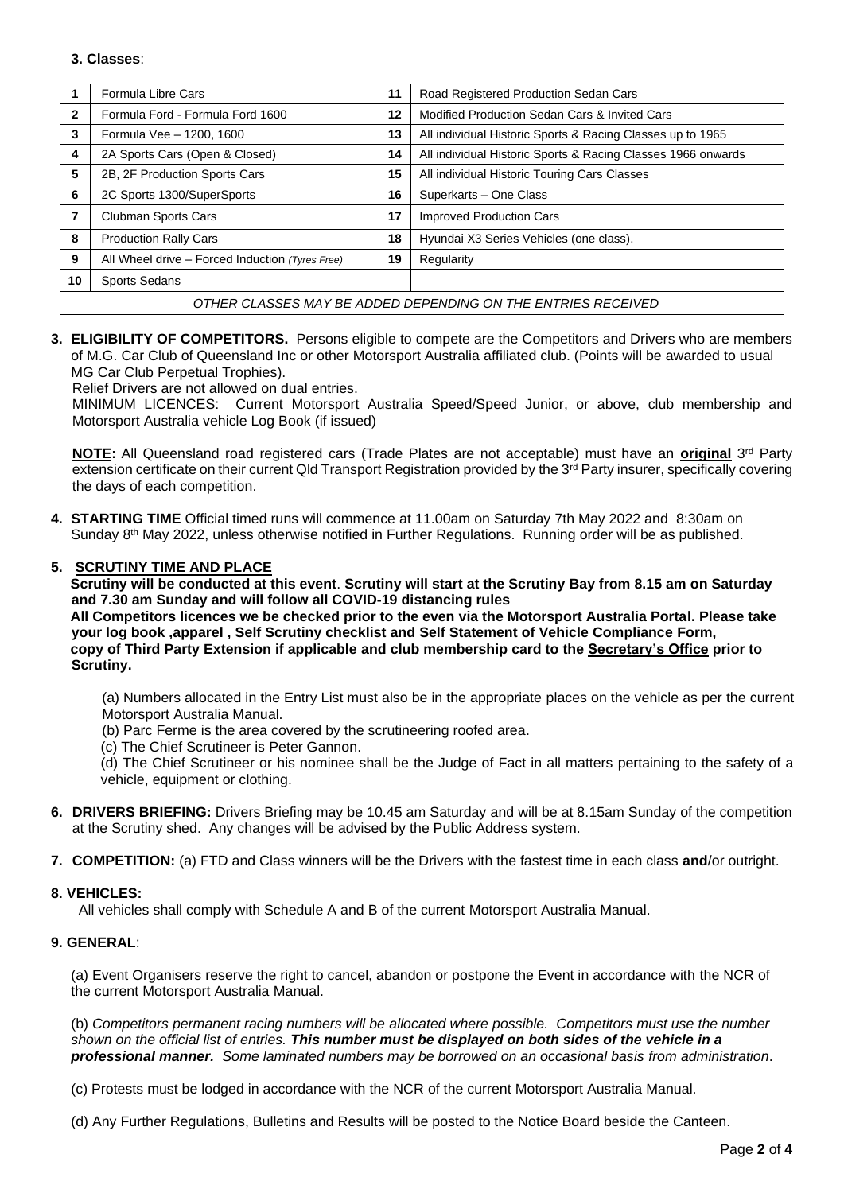**3. Classes**:

| | | | |
|---|---|---|---|
| **1** | Formula Libre Cars | **11** | Road Registered Production Sedan Cars |
| **2** | Formula Ford - Formula Ford 1600 | **12** | Modified Production Sedan Cars & Invited Cars |
| **3** | Formula Vee – 1200, 1600 | **13** | All individual Historic Sports & Racing Classes up to 1965 |
| **4** | 2A Sports Cars (Open & Closed) | **14** | All individual Historic Sports & Racing Classes 1966 onwards |
| **5** | 2B, 2F Production Sports Cars | **15** | All individual Historic Touring Cars Classes |
| **6** | 2C Sports 1300/SuperSports | **16** | Superkarts – One Class |
| **7** | Clubman Sports Cars | **17** | Improved Production Cars |
| **8** | Production Rally Cars | **18** | Hyundai X3 Series Vehicles (one class). |
| **9** | All Wheel drive – Forced Induction *(Tyres Free)* | **19** | Regularity |
| **10** | Sports Sedans | | |
| *OTHER CLASSES MAY BE ADDED DEPENDING ON THE ENTRIES RECEIVED* | | | |

**3. ELIGIBILITY OF COMPETITORS.** Persons eligible to compete are the Competitors and Drivers who are members of M.G. Car Club of Queensland Inc or other Motorsport Australia affiliated club. (Points will be awarded to usual MG Car Club Perpetual Trophies).

Relief Drivers are not allowed on dual entries.

MINIMUM LICENCES: Current Motorsport Australia Speed/Speed Junior, or above, club membership and Motorsport Australia vehicle Log Book (if issued)

**NOTE:** All Queensland road registered cars (Trade Plates are not acceptable) must have an **original** 3rd Party extension certificate on their current Qld Transport Registration provided by the 3rd Party insurer, specifically covering the days of each competition.

**4. STARTING TIME** Official timed runs will commence at 11.00am on Saturday 7th May 2022 and 8:30am on Sunday 8th May 2022, unless otherwise notified in Further Regulations. Running order will be as published.

**5. SCRUTINY TIME AND PLACE**

**Scrutiny will be conducted at this event**. **Scrutiny will start at the Scrutiny Bay from 8.15 am on Saturday and 7.30 am Sunday and will follow all COVID-19 distancing rules**

**All Competitors licences we be checked prior to the even via the Motorsport Australia Portal. Please take your log book ,apparel , Self Scrutiny checklist and Self Statement of Vehicle Compliance Form, copy of Third Party Extension if applicable and club membership card to the Secretary's Office prior to Scrutiny.**

(a) Numbers allocated in the Entry List must also be in the appropriate places on the vehicle as per the current Motorsport Australia Manual.

(b) Parc Ferme is the area covered by the scrutineering roofed area.

(c) The Chief Scrutineer is Peter Gannon.

(d) The Chief Scrutineer or his nominee shall be the Judge of Fact in all matters pertaining to the safety of a vehicle, equipment or clothing.

**6. DRIVERS BRIEFING:** Drivers Briefing may be 10.45 am Saturday and will be at 8.15am Sunday of the competition at the Scrutiny shed. Any changes will be advised by the Public Address system.

**7. COMPETITION:** (a) FTD and Class winners will be the Drivers with the fastest time in each class **and**/or outright.

**8. VEHICLES:**

All vehicles shall comply with Schedule A and B of the current Motorsport Australia Manual.

**9. GENERAL**:

(a) Event Organisers reserve the right to cancel, abandon or postpone the Event in accordance with the NCR of the current Motorsport Australia Manual.

(b) *Competitors permanent racing numbers will be allocated where possible. Competitors must use the number shown on the official list of entries.* ***This number must be displayed on both sides of the vehicle in a professional manner.*** *Some laminated numbers may be borrowed on an occasional basis from administration*.

(c) Protests must be lodged in accordance with the NCR of the current Motorsport Australia Manual.

(d) Any Further Regulations, Bulletins and Results will be posted to the Notice Board beside the Canteen.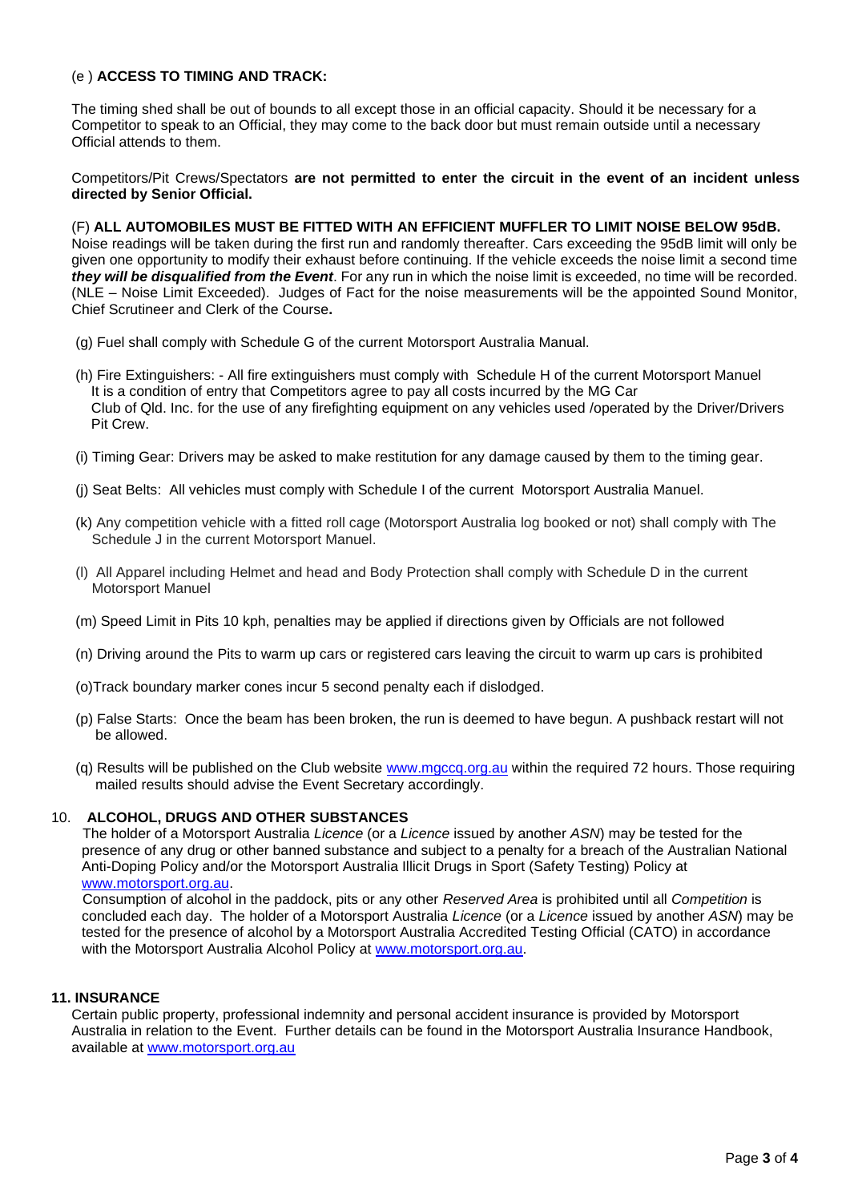(e ) **ACCESS TO TIMING AND TRACK:**

The timing shed shall be out of bounds to all except those in an official capacity. Should it be necessary for a Competitor to speak to an Official, they may come to the back door but must remain outside until a necessary Official attends to them.

Competitors/Pit Crews/Spectators **are not permitted to enter the circuit in the event of an incident unless directed by Senior Official.**

(F) **ALL AUTOMOBILES MUST BE FITTED WITH AN EFFICIENT MUFFLER TO LIMIT NOISE BELOW 95dB.** Noise readings will be taken during the first run and randomly thereafter. Cars exceeding the 95dB limit will only be given one opportunity to modify their exhaust before continuing. If the vehicle exceeds the noise limit a second time ***they will be disqualified from the Event***. For any run in which the noise limit is exceeded, no time will be recorded. (NLE – Noise Limit Exceeded). Judges of Fact for the noise measurements will be the appointed Sound Monitor, Chief Scrutineer and Clerk of the Course**.**

(g) Fuel shall comply with Schedule G of the current Motorsport Australia Manual.

(h) Fire Extinguishers: - All fire extinguishers must comply with Schedule H of the current Motorsport Manuel It is a condition of entry that Competitors agree to pay all costs incurred by the MG Car Club of Qld. Inc. for the use of any firefighting equipment on any vehicles used /operated by the Driver/Drivers Pit Crew.

(i) Timing Gear: Drivers may be asked to make restitution for any damage caused by them to the timing gear.

(j) Seat Belts: All vehicles must comply with Schedule I of the current Motorsport Australia Manuel.

(k) Any competition vehicle with a fitted roll cage (Motorsport Australia log booked or not) shall comply with The Schedule J in the current Motorsport Manuel.

(l) All Apparel including Helmet and head and Body Protection shall comply with Schedule D in the current Motorsport Manuel

(m) Speed Limit in Pits 10 kph, penalties may be applied if directions given by Officials are not followed

(n) Driving around the Pits to warm up cars or registered cars leaving the circuit to warm up cars is prohibited

(o)Track boundary marker cones incur 5 second penalty each if dislodged.

(p) False Starts: Once the beam has been broken, the run is deemed to have begun. A pushback restart will not be allowed.

(q) Results will be published on the Club website www.mgccq.org.au within the required 72 hours. Those requiring mailed results should advise the Event Secretary accordingly.

## 10. ALCOHOL, DRUGS AND OTHER SUBSTANCES

The holder of a Motorsport Australia *Licence* (or a *Licence* issued by another *ASN*) may be tested for the presence of any drug or other banned substance and subject to a penalty for a breach of the Australian National Anti-Doping Policy and/or the Motorsport Australia Illicit Drugs in Sport (Safety Testing) Policy at www.motorsport.org.au.

Consumption of alcohol in the paddock, pits or any other *Reserved Area* is prohibited until all *Competition* is concluded each day. The holder of a Motorsport Australia *Licence* (or a *Licence* issued by another *ASN*) may be tested for the presence of alcohol by a Motorsport Australia Accredited Testing Official (CATO) in accordance with the Motorsport Australia Alcohol Policy at www.motorsport.org.au.

## 11. INSURANCE

Certain public property, professional indemnity and personal accident insurance is provided by Motorsport Australia in relation to the Event. Further details can be found in the Motorsport Australia Insurance Handbook, available at www.motorsport.org.au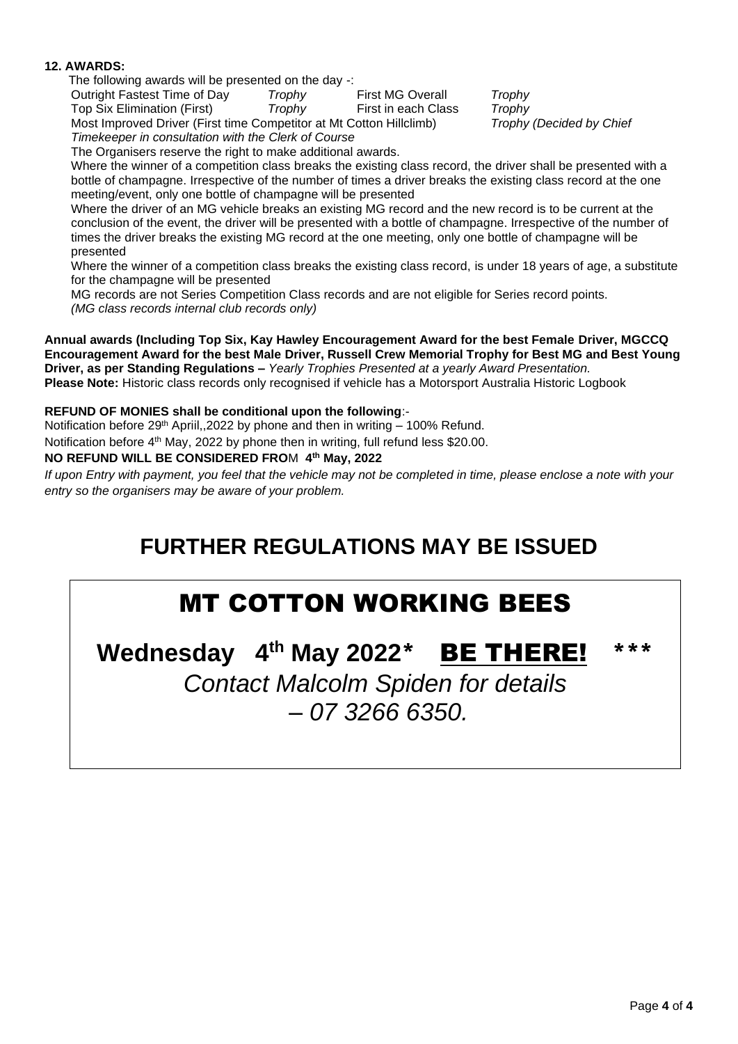**12. AWARDS:**

The following awards will be presented on the day -:

| | | | |
|---|---|---|---|
| Outright Fastest Time of Day | *Trophy* | First MG Overall | *Trophy* |
| Top Six Elimination (First) | *Trophy* | First in each Class | *Trophy* |

Most Improved Driver (First time Competitor at Mt Cotton Hillclimb) *Trophy (Decided by Chief Timekeeper in consultation with the Clerk of Course*

The Organisers reserve the right to make additional awards.

Where the winner of a competition class breaks the existing class record, the driver shall be presented with a bottle of champagne. Irrespective of the number of times a driver breaks the existing class record at the one meeting/event, only one bottle of champagne will be presented

Where the driver of an MG vehicle breaks an existing MG record and the new record is to be current at the conclusion of the event, the driver will be presented with a bottle of champagne. Irrespective of the number of times the driver breaks the existing MG record at the one meeting, only one bottle of champagne will be presented

Where the winner of a competition class breaks the existing class record, is under 18 years of age, a substitute for the champagne will be presented

MG records are not Series Competition Class records and are not eligible for Series record points.
*(MG class records internal club records only)*

**Annual awards (Including Top Six, Kay Hawley Encouragement Award for the best Female Driver, MGCCQ Encouragement Award for the best Male Driver, Russell Crew Memorial Trophy for Best MG and Best Young Driver, as per Standing Regulations –** *Yearly Trophies Presented at a yearly Award Presentation.*
**Please Note:** Historic class records only recognised if vehicle has a Motorsport Australia Historic Logbook

**REFUND OF MONIES shall be conditional upon the following**:-

Notification before 29th Apriil,,2022 by phone and then in writing – 100% Refund.

Notification before 4th May, 2022 by phone then in writing, full refund less $20.00.

**NO REFUND WILL BE CONSIDERED FRO**M **4th May, 2022**

*If upon Entry with payment, you feel that the vehicle may not be completed in time, please enclose a note with your entry so the organisers may be aware of your problem.*

# FURTHER REGULATIONS MAY BE ISSUED

## MT COTTON WORKING BEES

**Wednesday 4th May 2022\*** **BE THERE!** **\*\*\***

*Contact Malcolm Spiden for details – 07 3266 6350.*